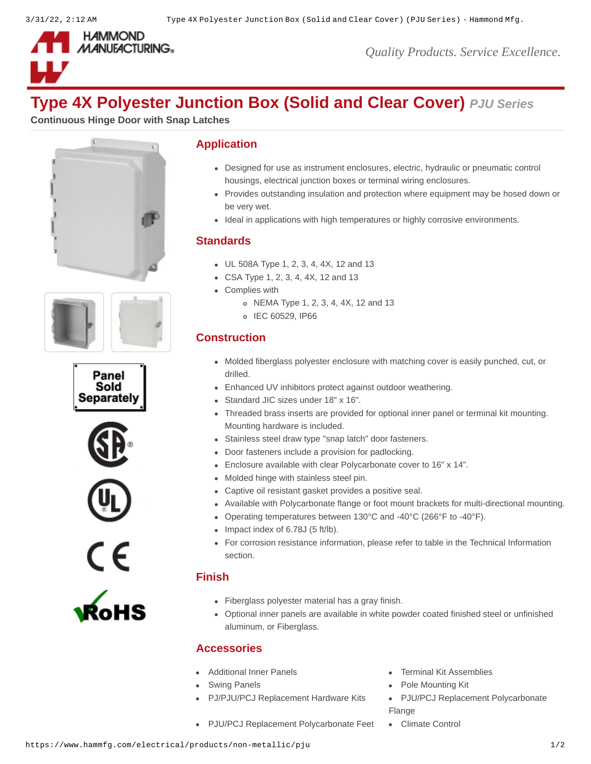# Type 4X Polyester Junction Box (Solid and Clear Cover) *PJU Series*

**Continuous Hinge Door with Snap Latches**

Panel Sold Separately

## Application

- Designed for use as instrument enclosures, electric, hydraulic or pneumatic control housings, electrical junction boxes or terminal wiring enclosures.
- Provides outstanding insulation and protection where equipment may be hosed down or be very wet.
- Ideal in applications with high temperatures or highly corrosive environments.

## Standards

- UL 508A Type 1, 2, 3, 4, 4X, 12 and 13
- CSA Type 1, 2, 3, 4, 4X, 12 and 13
- Complies with
  - NEMA Type 1, 2, 3, 4, 4X, 12 and 13
  - IEC 60529, IP66

## Construction

- Molded fiberglass polyester enclosure with matching cover is easily punched, cut, or drilled.
- Enhanced UV inhibitors protect against outdoor weathering.
- Standard JIC sizes under 18" x 16".
- Threaded brass inserts are provided for optional inner panel or terminal kit mounting. Mounting hardware is included.
- Stainless steel draw type "snap latch" door fasteners.
- Door fasteners include a provision for padlocking.
- Enclosure available with clear Polycarbonate cover to 16" x 14".
- Molded hinge with stainless steel pin.
- Captive oil resistant gasket provides a positive seal.
- Available with Polycarbonate flange or foot mount brackets for multi-directional mounting.
- Operating temperatures between 130°C and -40°C (266°F to -40°F).
- Impact index of 6.78J (5 ft/lb).
- For corrosion resistance information, please refer to table in the Technical Information section.

## Finish

- Fiberglass polyester material has a gray finish.
- Optional inner panels are available in white powder coated finished steel or unfinished aluminum, or Fiberglass.

## Accessories

- Additional Inner Panels
- Swing Panels
- PJ/PJU/PCJ Replacement Hardware Kits
- PJU/PCJ Replacement Polycarbonate Feet
- Terminal Kit Assemblies
- Pole Mounting Kit
- PJU/PCJ Replacement Polycarbonate Flange
- Climate Control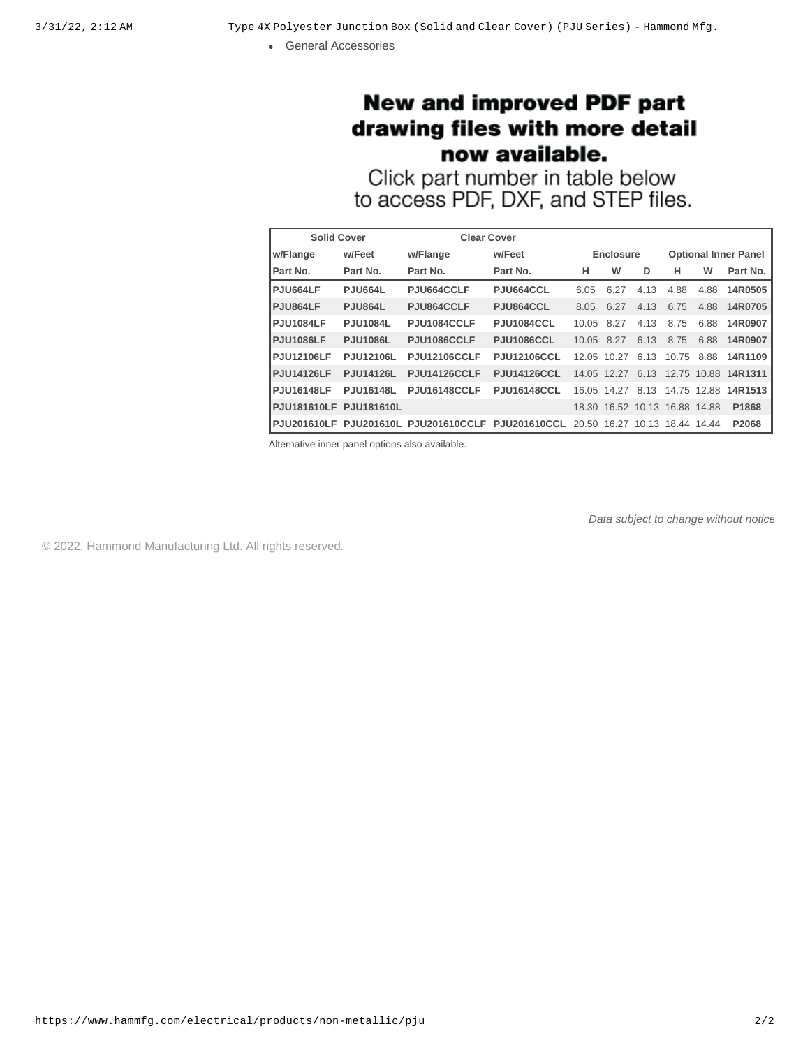- General Accessories

**New and improved PDF part drawing files with more detail now available.**

Click part number in table below to access PDF, DXF, and STEP files.

| Solid Cover | | Clear Cover | | | | | | | |
|---|---|---|---|---|---|---|---|---|---|
| w/Flange | w/Feet | w/Flange | w/Feet | Enclosure | | | Optional Inner Panel | | |
| Part No. | Part No. | Part No. | Part No. | H | W | D | H | W | Part No. |
| **PJU664LF** | **PJU664L** | **PJU664CCLF** | **PJU664CCL** | 6.05 | 6.27 | 4.13 | 4.88 | 4.88 | **14R0505** |
| **PJU864LF** | **PJU864L** | **PJU864CCLF** | **PJU864CCL** | 8.05 | 6.27 | 4.13 | 6.75 | 4.88 | **14R0705** |
| **PJU1084LF** | **PJU1084L** | **PJU1084CCLF** | **PJU1084CCL** | 10.05 | 8.27 | 4.13 | 8.75 | 6.88 | **14R0907** |
| **PJU1086LF** | **PJU1086L** | **PJU1086CCLF** | **PJU1086CCL** | 10.05 | 8.27 | 6.13 | 8.75 | 6.88 | **14R0907** |
| **PJU12106LF** | **PJU12106L** | **PJU12106CCLF** | **PJU12106CCL** | 12.05 | 10.27 | 6.13 | 10.75 | 8.88 | **14R1109** |
| **PJU14126LF** | **PJU14126L** | **PJU14126CCLF** | **PJU14126CCL** | 14.05 | 12.27 | 6.13 | 12.75 | 10.88 | **14R1311** |
| **PJU16148LF** | **PJU16148L** | **PJU16148CCLF** | **PJU16148CCL** | 16.05 | 14.27 | 8.13 | 14.75 | 12.88 | **14R1513** |
| **PJU181610LF** | **PJU181610L** | | | 18.30 | 16.52 | 10.13 | 16.88 | 14.88 | **P1868** |
| **PJU201610LF** | **PJU201610L** | **PJU201610CCLF** | **PJU201610CCL** | 20.50 | 16.27 | 10.13 | 18.44 | 14.44 | **P2068** |

Alternative inner panel options also available.

*Data subject to change without notice*

© 2022. Hammond Manufacturing Ltd. All rights reserved.